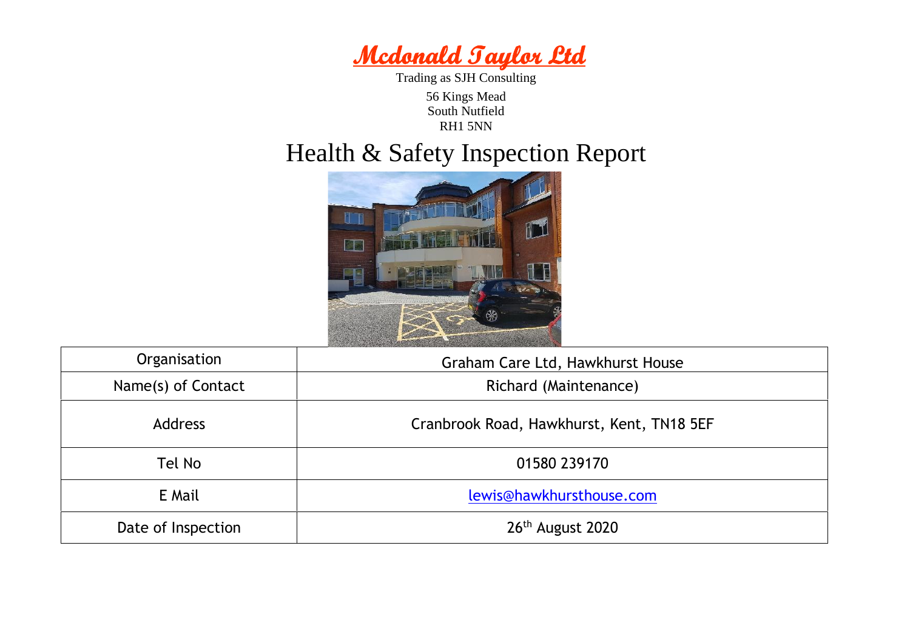# Mcdonald Taylor Ltd

Trading as SJH Consulting

56 Kings Mead
South Nutfield
RH1 5NN

# Health & Safety Inspection Report

| | |
|---|---|
| Organisation | Graham Care Ltd, Hawkhurst House |
| Name(s) of Contact | Richard (Maintenance) |
| Address | Cranbrook Road, Hawkhurst, Kent, TN18 5EF |
| Tel No | 01580 239170 |
| E Mail | lewis@hawkhursthouse.com |
| Date of Inspection | 26th August 2020 |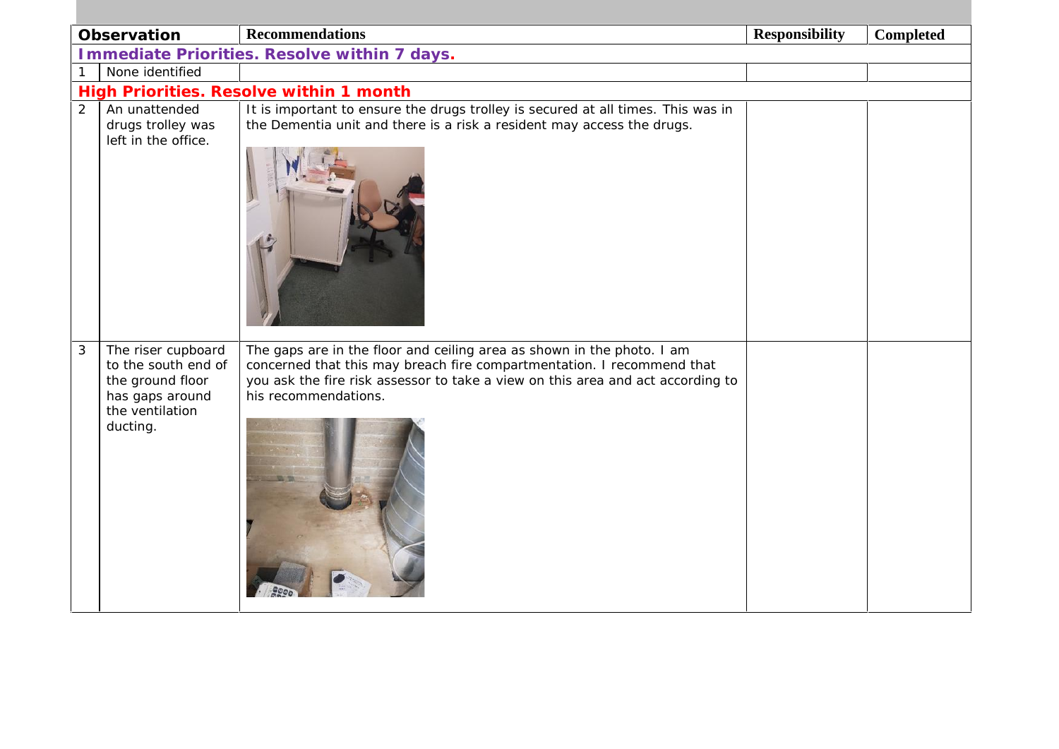| | Observation | Recommendations | Responsibility | Completed |
|---|---|---|---|---|
| **Immediate Priorities. Resolve within 7 days.** | | | | |
| 1 | None identified | | | |
| **High Priorities. Resolve within 1 month** | | | | |
| 2 | An unattended drugs trolley was left in the office. | It is important to ensure the drugs trolley is secured at all times. This was in the Dementia unit and there is a risk a resident may access the drugs. | | |
| 3 | The riser cupboard to the south end of the ground floor has gaps around the ventilation ducting. | The gaps are in the floor and ceiling area as shown in the photo. I am concerned that this may breach fire compartmentation. I recommend that you ask the fire risk assessor to take a view on this area and act according to his recommendations. | | |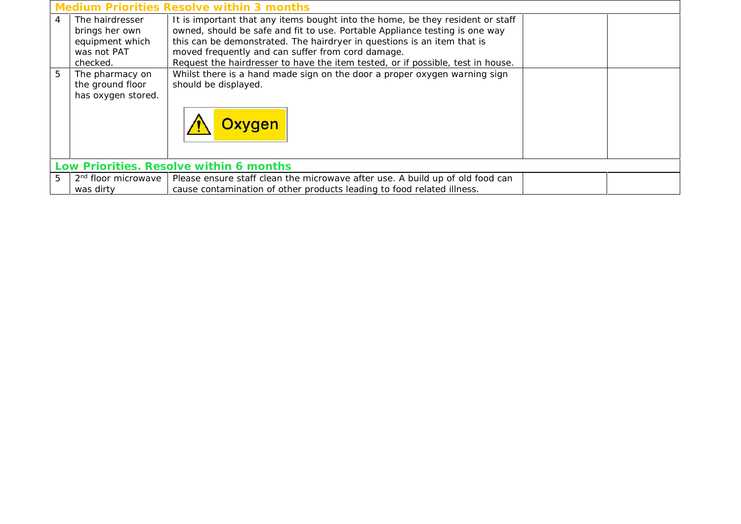| | | | | |
|---|---|---|---|---|
| **Medium Priorities Resolve within 3 months** | | | | |
| 4 | The hairdresser brings her own equipment which was not PAT checked. | It is important that any items bought into the home, be they resident or staff owned, should be safe and fit to use. Portable Appliance testing is one way this can be demonstrated. The hairdryer in questions is an item that is moved frequently and can suffer from cord damage. Request the hairdresser to have the item tested, or if possible, test in house. | | |
| 5 | The pharmacy on the ground floor has oxygen stored. | Whilst there is a hand made sign on the door a proper oxygen warning sign should be displayed. Oxygen | | |
| **Low Priorities. Resolve within 6 months** | | | | |
| 5 | 2nd floor microwave was dirty | Please ensure staff clean the microwave after use. A build up of old food can cause contamination of other products leading to food related illness. | | |